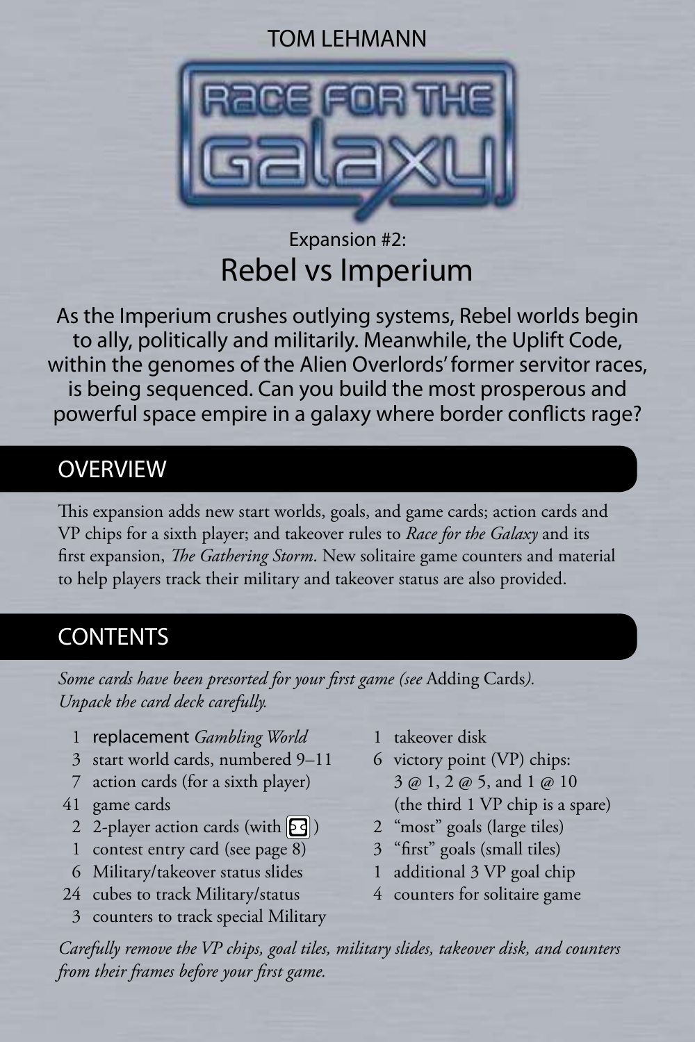TOM LEHMANN

# Race for the Galaxy

Expansion #2:

## Rebel vs Imperium

As the Imperium crushes outlying systems, Rebel worlds begin to ally, politically and militarily. Meanwhile, the Uplift Code, within the genomes of the Alien Overlords' former servitor races, is being sequenced. Can you build the most prosperous and powerful space empire in a galaxy where border conflicts rage?

## OVERVIEW

This expansion adds new start worlds, goals, and game cards; action cards and VP chips for a sixth player; and takeover rules to *Race for the Galaxy* and its first expansion, *The Gathering Storm*. New solitaire game counters and material to help players track their military and takeover status are also provided.

## CONTENTS

*Some cards have been presorted for your first game (see* Adding Cards*). Unpack the card deck carefully.*

- 1 replacement *Gambling World*
- 3 start world cards, numbered 9–11
- 7 action cards (for a sixth player)
- 41 game cards
- 2 2-player action cards (with [2-player icon])
- 1 contest entry card (see page 8)
- 6 Military/takeover status slides
- 24 cubes to track Military/status
- 3 counters to track special Military
- 1 takeover disk
- 6 victory point (VP) chips: 3 @ 1, 2 @ 5, and 1 @ 10 (the third 1 VP chip is a spare)
- 2 "most" goals (large tiles)
- 3 "first" goals (small tiles)
- 1 additional 3 VP goal chip
- 4 counters for solitaire game

*Carefully remove the VP chips, goal tiles, military slides, takeover disk, and counters from their frames before your first game.*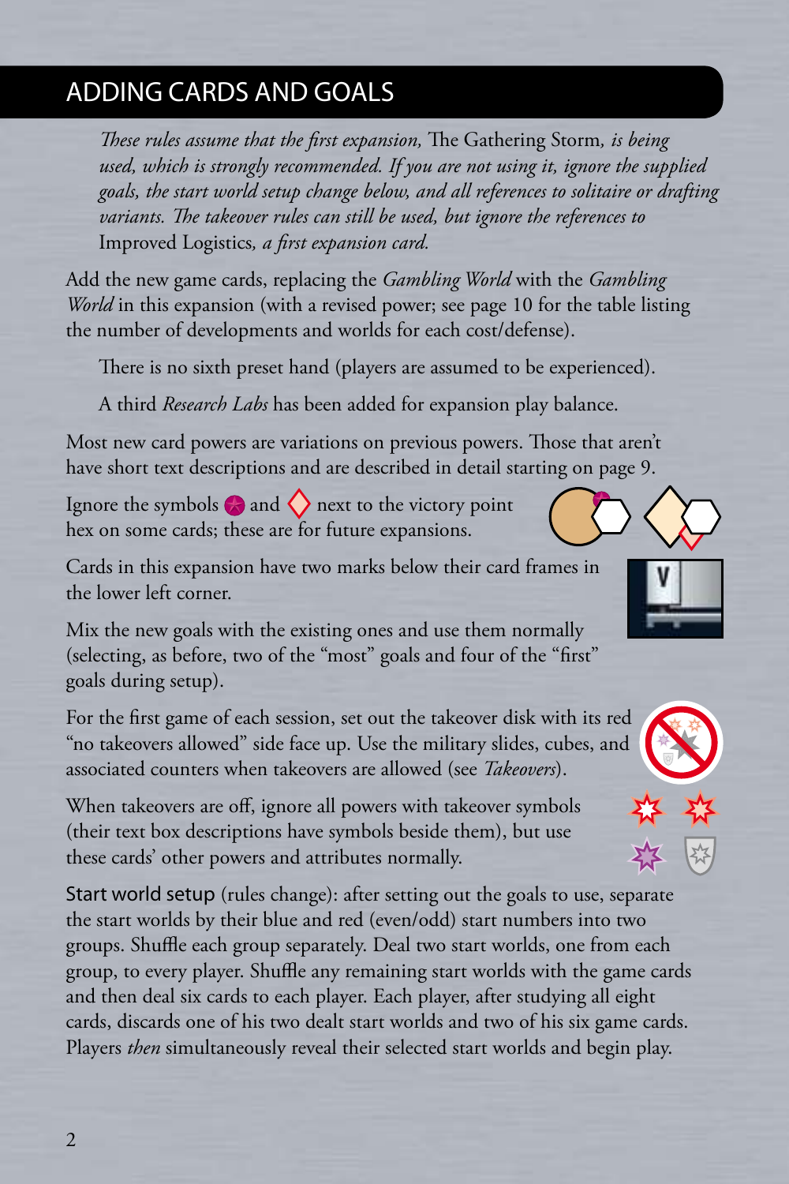## ADDING CARDS AND GOALS

*These rules assume that the first expansion,* The Gathering Storm*, is being used, which is strongly recommended. If you are not using it, ignore the supplied goals, the start world setup change below, and all references to solitaire or drafting variants. The takeover rules can still be used, but ignore the references to* Improved Logistics*, a first expansion card.*

Add the new game cards, replacing the *Gambling World* with the *Gambling World* in this expansion (with a revised power; see page 10 for the table listing the number of developments and worlds for each cost/defense).

There is no sixth preset hand (players are assumed to be experienced).

A third *Research Labs* has been added for expansion play balance.

Most new card powers are variations on previous powers. Those that aren't have short text descriptions and are described in detail starting on page 9.

Ignore the symbols and next to the victory point hex on some cards; these are for future expansions.

Cards in this expansion have two marks below their card frames in the lower left corner.

Mix the new goals with the existing ones and use them normally (selecting, as before, two of the "most" goals and four of the "first" goals during setup).

For the first game of each session, set out the takeover disk with its red "no takeovers allowed" side face up. Use the military slides, cubes, and associated counters when takeovers are allowed (see *Takeovers*).

When takeovers are off, ignore all powers with takeover symbols (their text box descriptions have symbols beside them), but use these cards' other powers and attributes normally.

**Start world setup** (rules change): after setting out the goals to use, separate the start worlds by their blue and red (even/odd) start numbers into two groups. Shuffle each group separately. Deal two start worlds, one from each group, to every player. Shuffle any remaining start worlds with the game cards and then deal six cards to each player. Each player, after studying all eight cards, discards one of his two dealt start worlds and two of his six game cards. Players *then* simultaneously reveal their selected start worlds and begin play.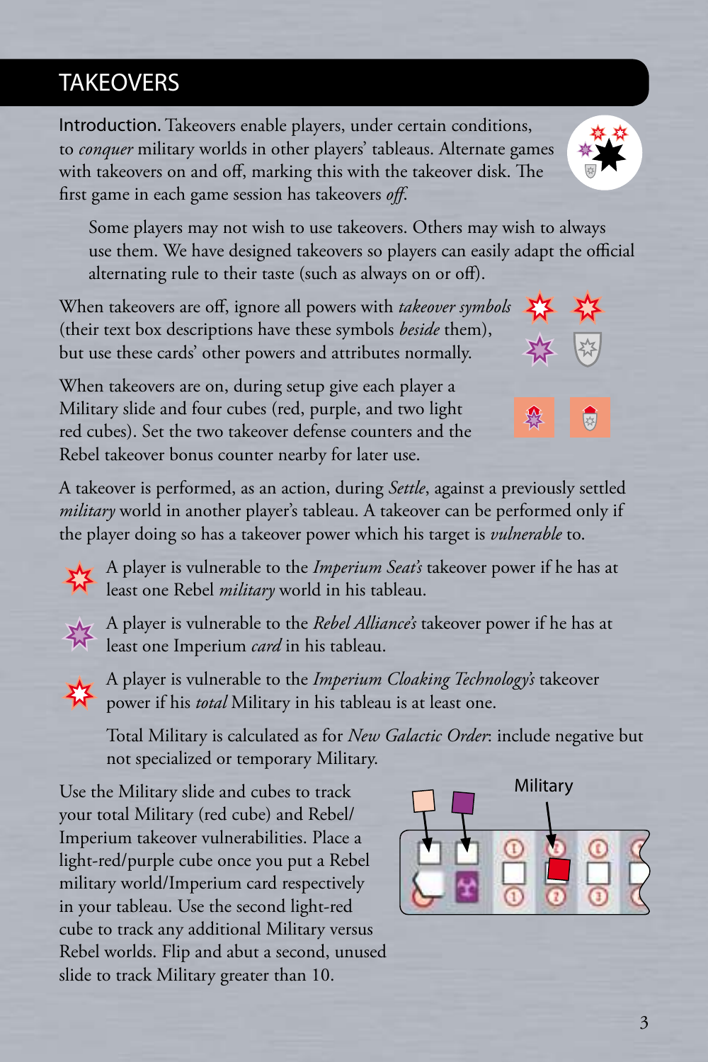# TAKEOVERS

Introduction. Takeovers enable players, under certain conditions, to *conquer* military worlds in other players' tableaus. Alternate games with takeovers on and off, marking this with the takeover disk. The first game in each game session has takeovers *off*.

Some players may not wish to use takeovers. Others may wish to always use them. We have designed takeovers so players can easily adapt the official alternating rule to their taste (such as always on or off).

When takeovers are off, ignore all powers with *takeover symbols* (their text box descriptions have these symbols *beside* them), but use these cards' other powers and attributes normally.

When takeovers are on, during setup give each player a Military slide and four cubes (red, purple, and two light red cubes). Set the two takeover defense counters and the Rebel takeover bonus counter nearby for later use.

A takeover is performed, as an action, during *Settle*, against a previously settled *military* world in another player's tableau. A takeover can be performed only if the player doing so has a takeover power which his target is *vulnerable* to.

A player is vulnerable to the *Imperium Seat's* takeover power if he has at least one Rebel *military* world in his tableau.

A player is vulnerable to the *Rebel Alliance's* takeover power if he has at least one Imperium *card* in his tableau.

A player is vulnerable to the *Imperium Cloaking Technology's* takeover power if his *total* Military in his tableau is at least one.

Total Military is calculated as for *New Galactic Order*: include negative but not specialized or temporary Military.

Use the Military slide and cubes to track your total Military (red cube) and Rebel/Imperium takeover vulnerabilities. Place a light-red/purple cube once you put a Rebel military world/Imperium card respectively in your tableau. Use the second light-red cube to track any additional Military versus Rebel worlds. Flip and abut a second, unused slide to track Military greater than 10.

Military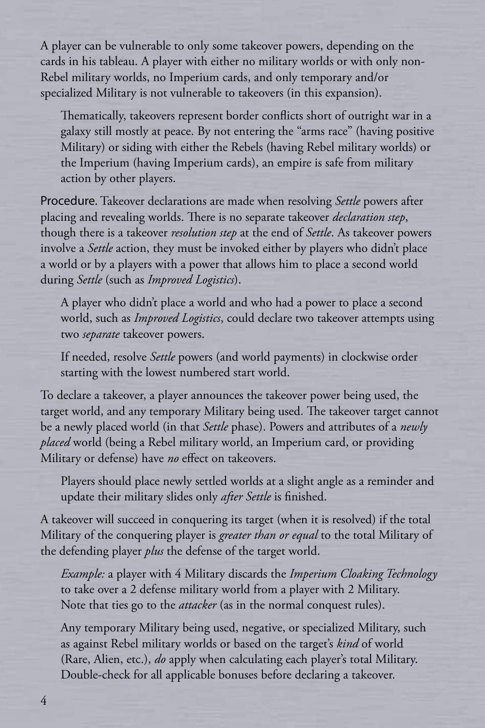A player can be vulnerable to only some takeover powers, depending on the cards in his tableau. A player with either no military worlds or with only non-Rebel military worlds, no Imperium cards, and only temporary and/or specialized Military is not vulnerable to takeovers (in this expansion).

> Thematically, takeovers represent border conflicts short of outright war in a galaxy still mostly at peace. By not entering the "arms race" (having positive Military) or siding with either the Rebels (having Rebel military worlds) or the Imperium (having Imperium cards), an empire is safe from military action by other players.

Procedure. Takeover declarations are made when resolving *Settle* powers after placing and revealing worlds. There is no separate takeover *declaration step*, though there is a takeover *resolution step* at the end of *Settle*. As takeover powers involve a *Settle* action, they must be invoked either by players who didn't place a world or by a players with a power that allows him to place a second world during *Settle* (such as *Improved Logistics*).

> A player who didn't place a world and who had a power to place a second world, such as *Improved Logistics*, could declare two takeover attempts using two *separate* takeover powers.
>
> If needed, resolve *Settle* powers (and world payments) in clockwise order starting with the lowest numbered start world.

To declare a takeover, a player announces the takeover power being used, the target world, and any temporary Military being used. The takeover target cannot be a newly placed world (in that *Settle* phase). Powers and attributes of a *newly placed* world (being a Rebel military world, an Imperium card, or providing Military or defense) have *no* effect on takeovers.

> Players should place newly settled worlds at a slight angle as a reminder and update their military slides only *after Settle* is finished.

A takeover will succeed in conquering its target (when it is resolved) if the total Military of the conquering player is *greater than or equal* to the total Military of the defending player *plus* the defense of the target world.

> *Example:* a player with 4 Military discards the *Imperium Cloaking Technology* to take over a 2 defense military world from a player with 2 Military. Note that ties go to the *attacker* (as in the normal conquest rules).
>
> Any temporary Military being used, negative, or specialized Military, such as against Rebel military worlds or based on the target's *kind* of world (Rare, Alien, etc.), *do* apply when calculating each player's total Military. Double-check for all applicable bonuses before declaring a takeover.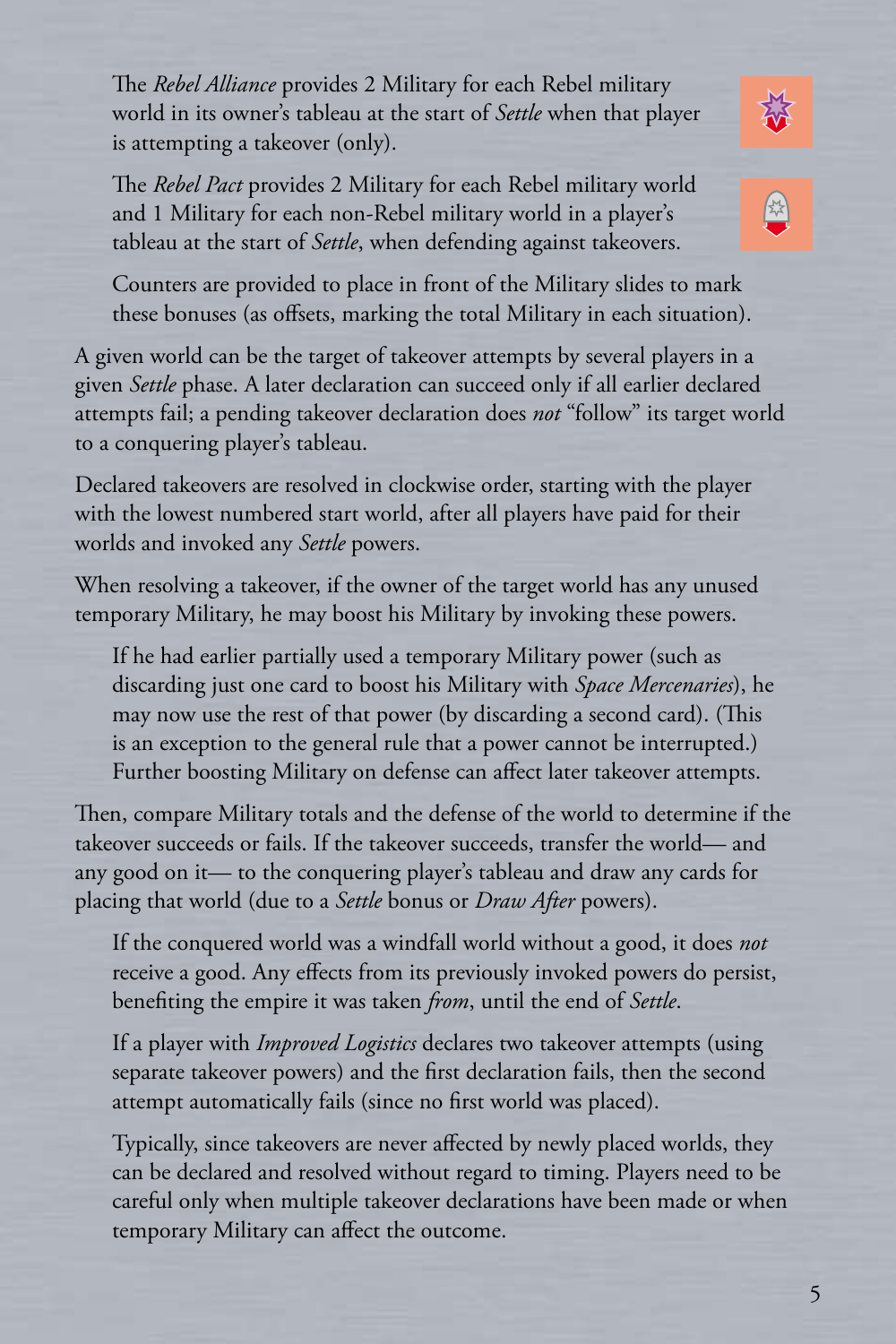The *Rebel Alliance* provides 2 Military for each Rebel military world in its owner's tableau at the start of *Settle* when that player is attempting a takeover (only).

The *Rebel Pact* provides 2 Military for each Rebel military world and 1 Military for each non-Rebel military world in a player's tableau at the start of *Settle*, when defending against takeovers.

Counters are provided to place in front of the Military slides to mark these bonuses (as offsets, marking the total Military in each situation).

A given world can be the target of takeover attempts by several players in a given *Settle* phase. A later declaration can succeed only if all earlier declared attempts fail; a pending takeover declaration does *not* "follow" its target world to a conquering player's tableau.

Declared takeovers are resolved in clockwise order, starting with the player with the lowest numbered start world, after all players have paid for their worlds and invoked any *Settle* powers.

When resolving a takeover, if the owner of the target world has any unused temporary Military, he may boost his Military by invoking these powers.

If he had earlier partially used a temporary Military power (such as discarding just one card to boost his Military with *Space Mercenaries*), he may now use the rest of that power (by discarding a second card). (This is an exception to the general rule that a power cannot be interrupted.) Further boosting Military on defense can affect later takeover attempts.

Then, compare Military totals and the defense of the world to determine if the takeover succeeds or fails. If the takeover succeeds, transfer the world— and any good on it— to the conquering player's tableau and draw any cards for placing that world (due to a *Settle* bonus or *Draw After* powers).

If the conquered world was a windfall world without a good, it does *not* receive a good. Any effects from its previously invoked powers do persist, benefiting the empire it was taken *from*, until the end of *Settle*.

If a player with *Improved Logistics* declares two takeover attempts (using separate takeover powers) and the first declaration fails, then the second attempt automatically fails (since no first world was placed).

Typically, since takeovers are never affected by newly placed worlds, they can be declared and resolved without regard to timing. Players need to be careful only when multiple takeover declarations have been made or when temporary Military can affect the outcome.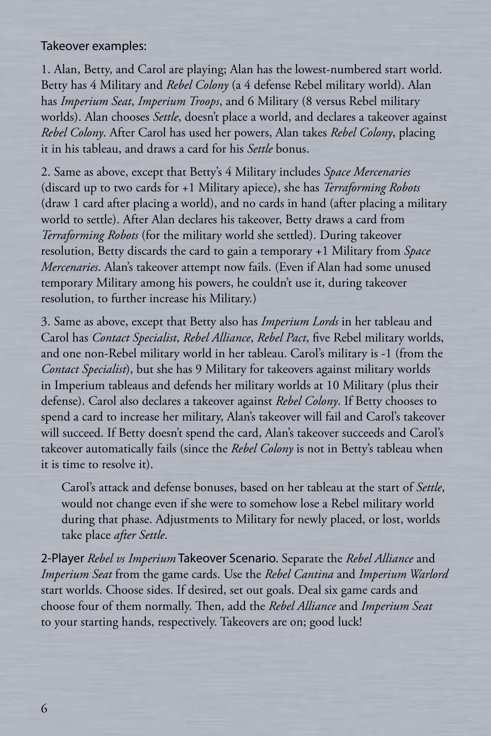Takeover examples:

1. Alan, Betty, and Carol are playing; Alan has the lowest-numbered start world. Betty has 4 Military and *Rebel Colony* (a 4 defense Rebel military world). Alan has *Imperium Seat*, *Imperium Troops*, and 6 Military (8 versus Rebel military worlds). Alan chooses *Settle*, doesn't place a world, and declares a takeover against *Rebel Colony*. After Carol has used her powers, Alan takes *Rebel Colony*, placing it in his tableau, and draws a card for his *Settle* bonus.

2. Same as above, except that Betty's 4 Military includes *Space Mercenaries* (discard up to two cards for +1 Military apiece), she has *Terraforming Robots* (draw 1 card after placing a world), and no cards in hand (after placing a military world to settle). After Alan declares his takeover, Betty draws a card from *Terraforming Robots* (for the military world she settled). During takeover resolution, Betty discards the card to gain a temporary +1 Military from *Space Mercenaries*. Alan's takeover attempt now fails. (Even if Alan had some unused temporary Military among his powers, he couldn't use it, during takeover resolution, to further increase his Military.)

3. Same as above, except that Betty also has *Imperium Lords* in her tableau and Carol has *Contact Specialist*, *Rebel Alliance*, *Rebel Pact*, five Rebel military worlds, and one non-Rebel military world in her tableau. Carol's military is -1 (from the *Contact Specialist*), but she has 9 Military for takeovers against military worlds in Imperium tableaus and defends her military worlds at 10 Military (plus their defense). Carol also declares a takeover against *Rebel Colony*. If Betty chooses to spend a card to increase her military, Alan's takeover will fail and Carol's takeover will succeed. If Betty doesn't spend the card, Alan's takeover succeeds and Carol's takeover automatically fails (since the *Rebel Colony* is not in Betty's tableau when it is time to resolve it).

> Carol's attack and defense bonuses, based on her tableau at the start of *Settle*, would not change even if she were to somehow lose a Rebel military world during that phase. Adjustments to Military for newly placed, or lost, worlds take place *after Settle*.

**2-Player *Rebel vs Imperium* Takeover Scenario.** Separate the *Rebel Alliance* and *Imperium Seat* from the game cards. Use the *Rebel Cantina* and *Imperium Warlord* start worlds. Choose sides. If desired, set out goals. Deal six game cards and choose four of them normally. Then, add the *Rebel Alliance* and *Imperium Seat* to your starting hands, respectively. Takeovers are on; good luck!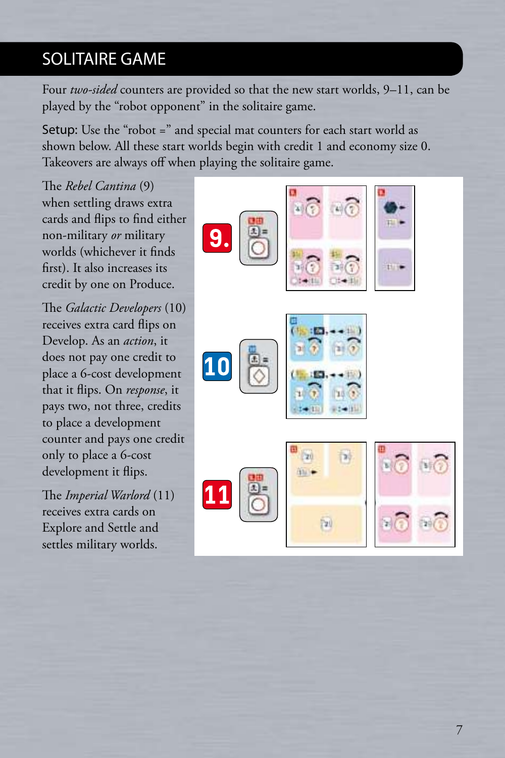## SOLITAIRE GAME

Four *two-sided* counters are provided so that the new start worlds, 9–11, can be played by the "robot opponent" in the solitaire game.

Setup: Use the "robot =" and special mat counters for each start world as shown below. All these start worlds begin with credit 1 and economy size 0. Takeovers are always off when playing the solitaire game.

The *Rebel Cantina* (9) when settling draws extra cards and flips to find either non-military *or* military worlds (whichever it finds first). It also increases its credit by one on Produce.

The *Galactic Developers* (10) receives extra card flips on Develop. As an *action*, it does not pay one credit to place a 6-cost development that it flips. On *response*, it pays two, not three, credits to place a development counter and pays one credit only to place a 6-cost development it flips.

The *Imperial Warlord* (11) receives extra cards on Explore and Settle and settles military worlds.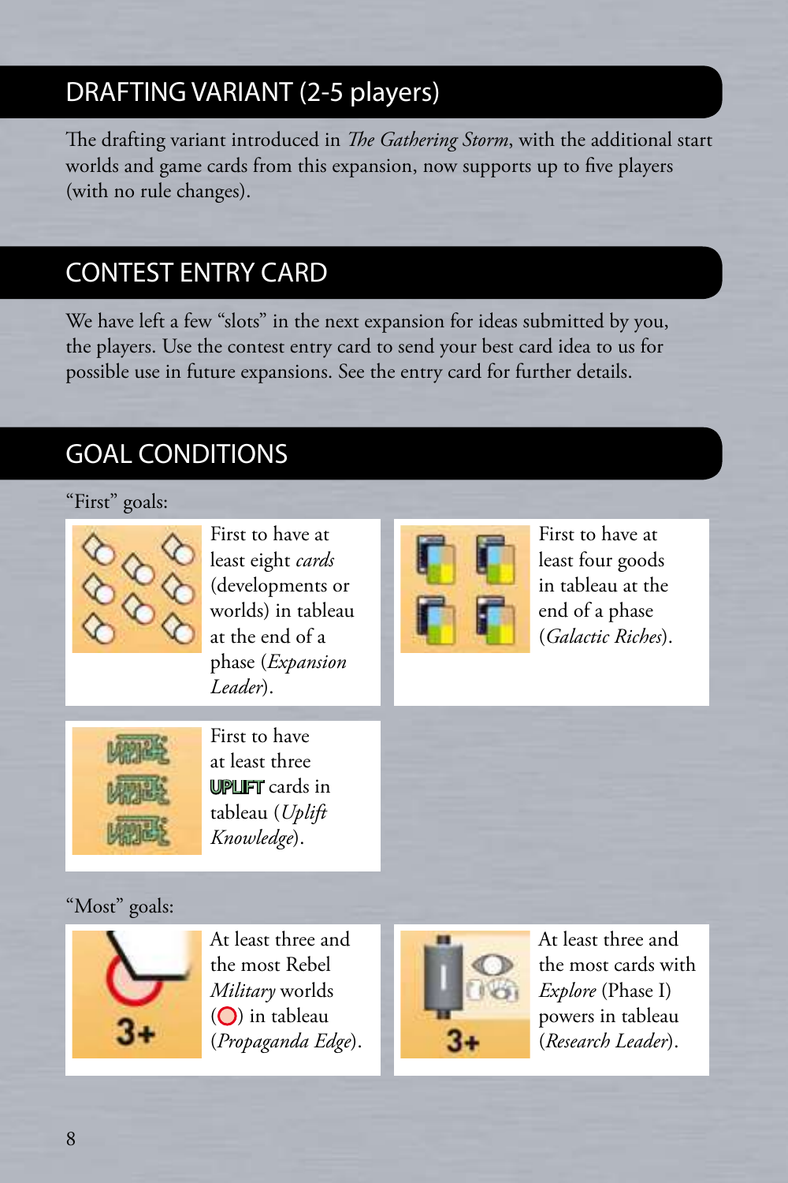## DRAFTING VARIANT (2-5 players)

The drafting variant introduced in *The Gathering Storm*, with the additional start worlds and game cards from this expansion, now supports up to five players (with no rule changes).

## CONTEST ENTRY CARD

We have left a few "slots" in the next expansion for ideas submitted by you, the players. Use the contest entry card to send your best card idea to us for possible use in future expansions. See the entry card for further details.

## GOAL CONDITIONS

"First" goals:

First to have at least eight *cards* (developments or worlds) in tableau at the end of a phase (*Expansion Leader*).

First to have at least four goods in tableau at the end of a phase (*Galactic Riches*).

First to have at least three UPLIFT cards in tableau (*Uplift Knowledge*).

"Most" goals:

3+

At least three and the most Rebel *Military* worlds (○) in tableau (*Propaganda Edge*).

3+

At least three and the most cards with *Explore* (Phase I) powers in tableau (*Research Leader*).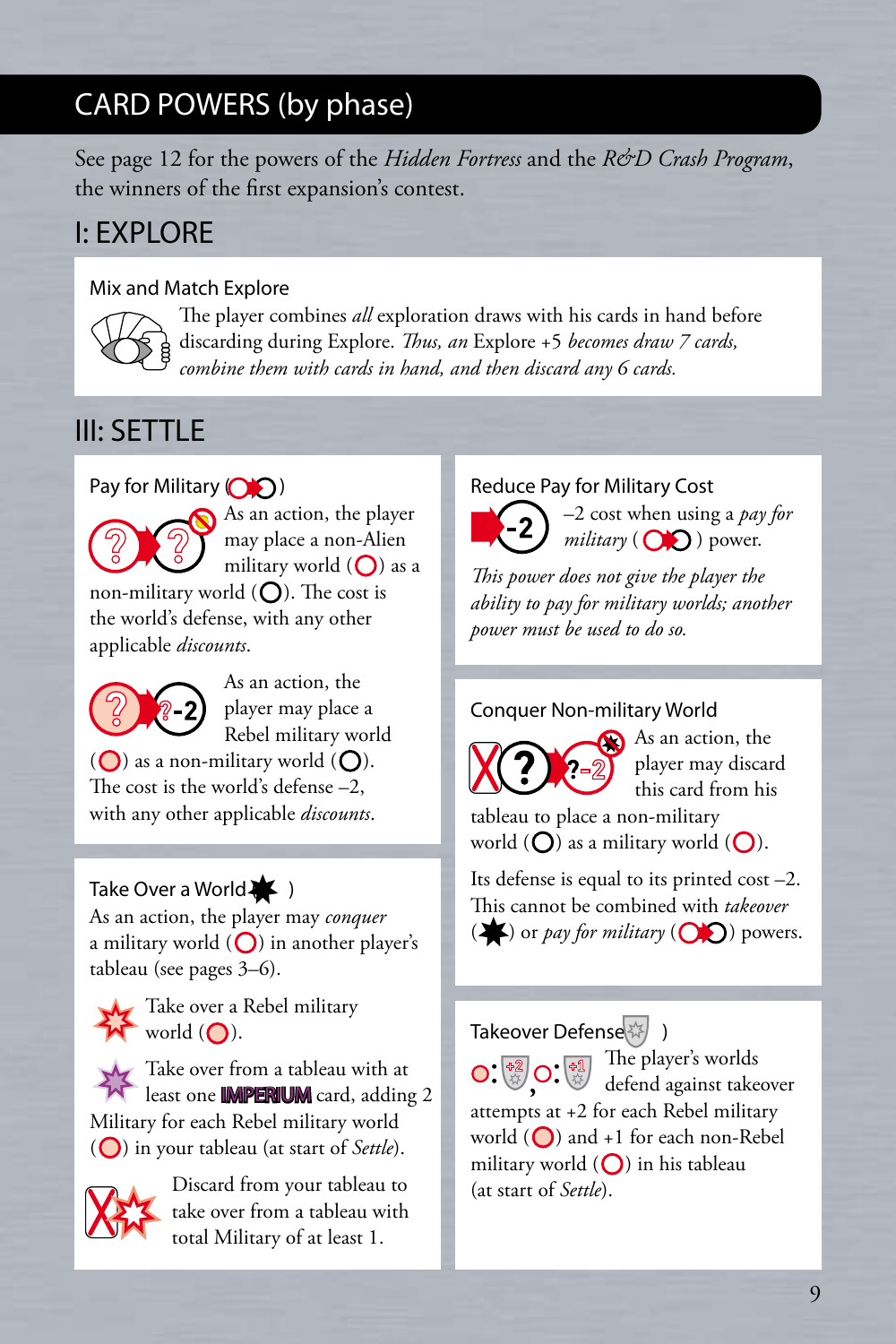# CARD POWERS (by phase)

See page 12 for the powers of the *Hidden Fortress* and the *R&D Crash Program*, the winners of the first expansion's contest.

## I: EXPLORE

### Mix and Match Explore

The player combines *all* exploration draws with his cards in hand before discarding during Explore. *Thus, an* Explore +5 *becomes draw 7 cards, combine them with cards in hand, and then discard any 6 cards.*

## III: SETTLE

### Pay for Military ( )

As an action, the player may place a non-Alien military world ( ) as a non-military world ( ). The cost is the world's defense, with any other applicable *discounts*.

As an action, the player may place a Rebel military world ( ) as a non-military world ( ). The cost is the world's defense –2, with any other applicable *discounts*.

### Take Over a World ( )

As an action, the player may *conquer* a military world ( ) in another player's tableau (see pages 3–6).

Take over a Rebel military world ( ).

Take over from a tableau with at least one IMPERIUM card, adding 2 Military for each Rebel military world ( ) in your tableau (at start of *Settle*).

Discard from your tableau to take over from a tableau with total Military of at least 1.

### Reduce Pay for Military Cost

–2 cost when using a *pay for military* ( ) power.

*This power does not give the player the ability to pay for military worlds; another power must be used to do so.*

### Conquer Non-military World

As an action, the player may discard this card from his tableau to place a non-military world ( ) as a military world ( ).

Its defense is equal to its printed cost –2. This cannot be combined with *takeover* ( ) or *pay for military* ( ) powers.

### Takeover Defense ( )

The player's worlds defend against takeover attempts at +2 for each Rebel military world ( ) and +1 for each non-Rebel military world ( ) in his tableau (at start of *Settle*).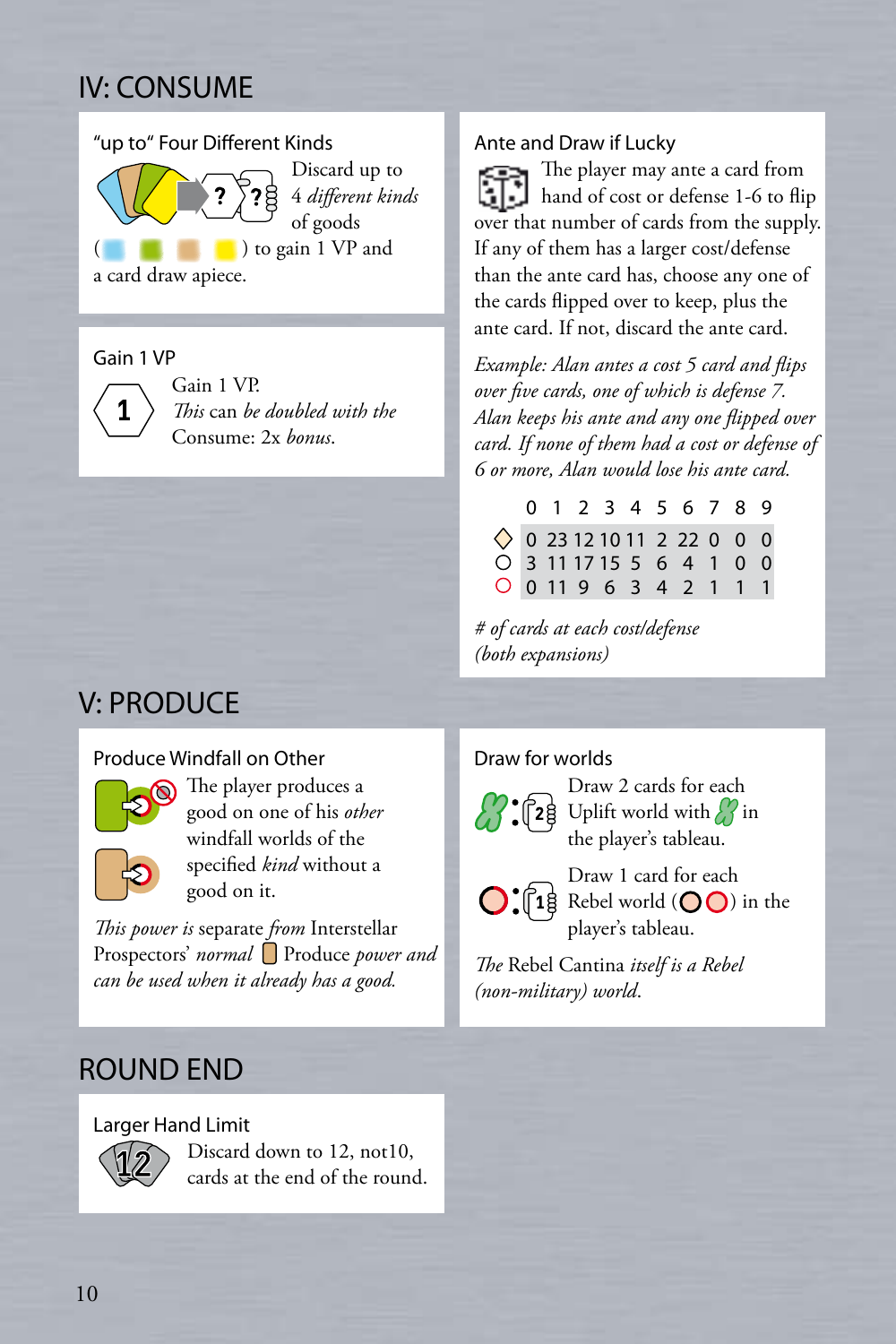## IV: CONSUME

### "up to" Four Different Kinds

Discard up to *4 different kinds* of goods ( ) to gain 1 VP and a card draw apiece.

### Gain 1 VP

Gain 1 VP.
*This* can *be doubled with the* Consume: 2x *bonus.*

### Ante and Draw if Lucky

The player may ante a card from hand of cost or defense 1-6 to flip over that number of cards from the supply. If any of them has a larger cost/defense than the ante card has, choose any one of the cards flipped over to keep, plus the ante card. If not, discard the ante card.

*Example: Alan antes a cost 5 card and flips over five cards, one of which is defense 7. Alan keeps his ante and any one flipped over card. If none of them had a cost or defense of 6 or more, Alan would lose his ante card.*

| | 0 | 1 | 2 | 3 | 4 | 5 | 6 | 7 | 8 | 9 |
|---|---|---|---|---|---|---|---|---|---|---|
| ◇ | 0 | 23 | 12 | 10 | 11 | 2 | 22 | 0 | 0 | 0 |
| ○ | 3 | 11 | 17 | 15 | 5 | 6 | 4 | 1 | 0 | 0 |
| ○ (red) | 0 | 11 | 9 | 6 | 3 | 4 | 2 | 1 | 1 | 1 |

*# of cards at each cost/defense (both expansions)*

## V: PRODUCE

### Produce Windfall on Other

The player produces a good on one of his *other* windfall worlds of the specified *kind* without a good on it.

*This power is* separate *from* Interstellar Prospectors' *normal* Produce *power and can be used when it already has a good.*

### Draw for worlds

Draw 2 cards for each Uplift world with in the player's tableau.

Draw 1 card for each Rebel world ( ) in the player's tableau.

*The* Rebel Cantina *itself is a Rebel (non-military) world.*

## ROUND END

### Larger Hand Limit

Discard down to 12, not10, cards at the end of the round.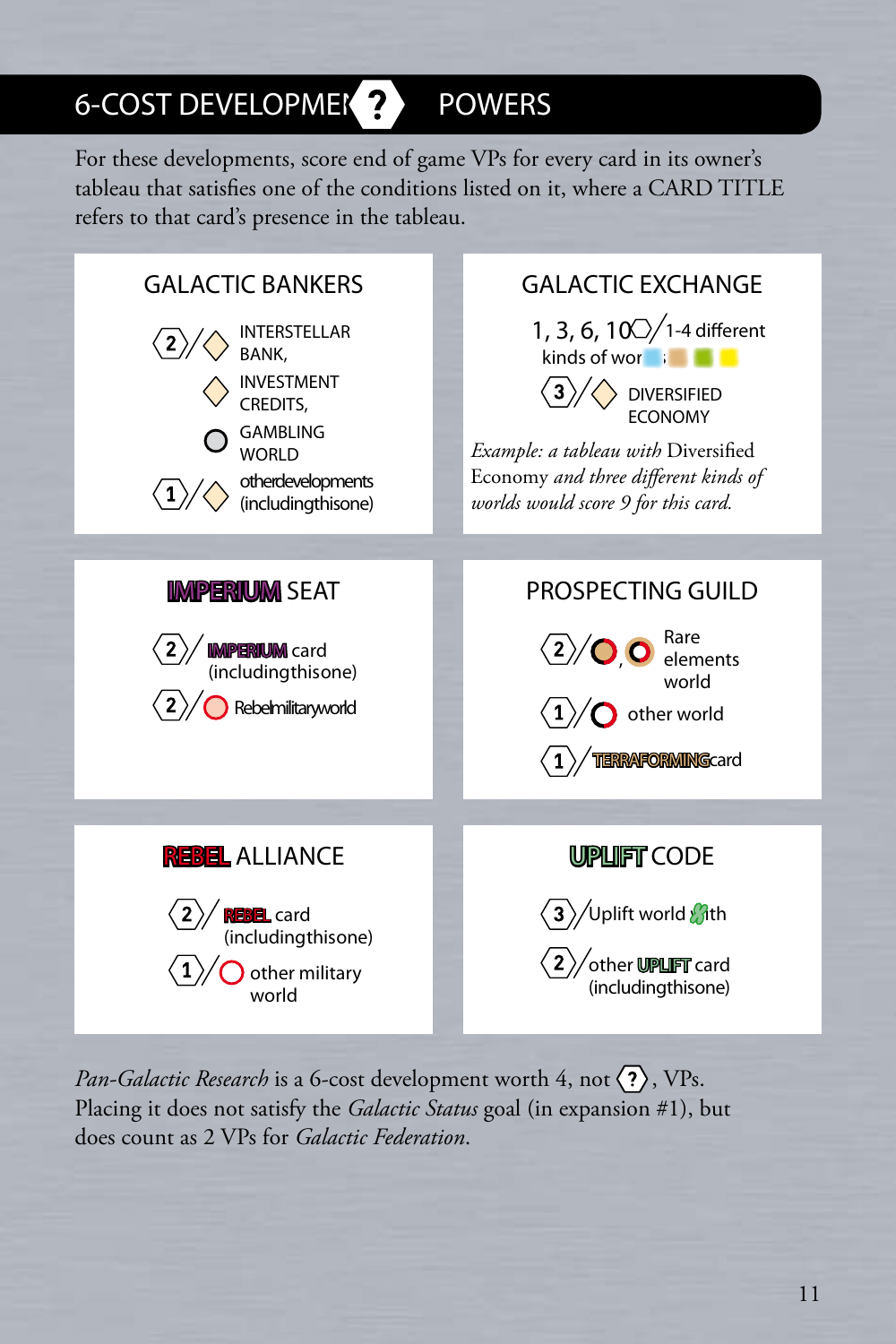## 6-COST DEVELOPMENT ? POWERS

For these developments, score end of game VPs for every card in its owner's tableau that satisfies one of the conditions listed on it, where a CARD TITLE refers to that card's presence in the tableau.

### GALACTIC BANKERS

2 / INTERSTELLAR BANK, INVESTMENT CREDITS, GAMBLING WORLD

1 / other developments (including this one)

### GALACTIC EXCHANGE

1, 3, 6, 10 / 1-4 different kinds of worlds

3 / DIVERSIFIED ECONOMY

*Example: a tableau with* Diversified Economy *and three different kinds of worlds would score 9 for this card.*

### IMPERIUM SEAT

2 / IMPERIUM card (including this one)

2 / Rebel military world

### PROSPECTING GUILD

2 / Rare elements world

1 / other world

1 / TERRAFORMING card

### REBEL ALLIANCE

2 / REBEL card (including this one)

1 / other military world

### UPLIFT CODE

3 / Uplift world with

2 / other UPLIFT card (including this one)

*Pan-Galactic Research* is a 6-cost development worth 4, not ?, VPs. Placing it does not satisfy the *Galactic Status* goal (in expansion #1), but does count as 2 VPs for *Galactic Federation*.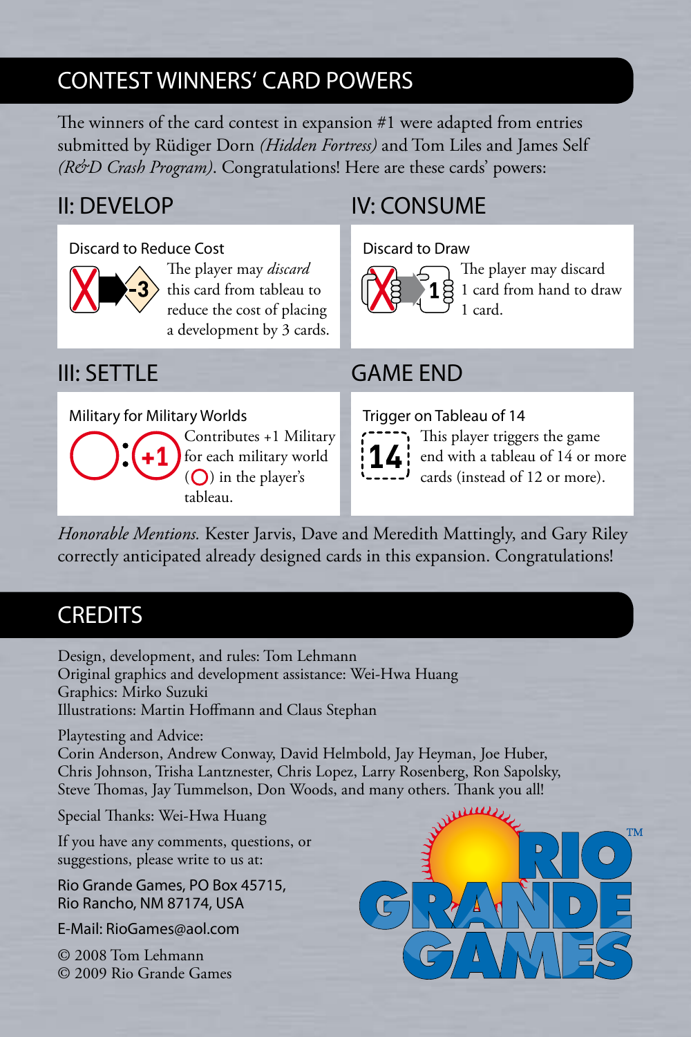## CONTEST WINNERS' CARD POWERS

The winners of the card contest in expansion #1 were adapted from entries submitted by Rüdiger Dorn *(Hidden Fortress)* and Tom Liles and James Self *(R&D Crash Program)*. Congratulations! Here are these cards' powers:

### II: DEVELOP

**Discard to Reduce Cost**

The player may *discard* this card from tableau to reduce the cost of placing a development by 3 cards.

### IV: CONSUME

**Discard to Draw**

The player may discard 1 card from hand to draw 1 card.

### III: SETTLE

**Military for Military Worlds**

Contributes +1 Military for each military world (◯) in the player's tableau.

### GAME END

**Trigger on Tableau of 14**

This player triggers the game end with a tableau of 14 or more cards (instead of 12 or more).

*Honorable Mentions.* Kester Jarvis, Dave and Meredith Mattingly, and Gary Riley correctly anticipated already designed cards in this expansion. Congratulations!

## CREDITS

Design, development, and rules: Tom Lehmann
Original graphics and development assistance: Wei-Hwa Huang
Graphics: Mirko Suzuki
Illustrations: Martin Hoffmann and Claus Stephan

Playtesting and Advice:
Corin Anderson, Andrew Conway, David Helmbold, Jay Heyman, Joe Huber, Chris Johnson, Trisha Lantznester, Chris Lopez, Larry Rosenberg, Ron Sapolsky, Steve Thomas, Jay Tummelson, Don Woods, and many others. Thank you all!

Special Thanks: Wei-Hwa Huang

If you have any comments, questions, or suggestions, please write to us at:

Rio Grande Games, PO Box 45715,
Rio Rancho, NM 87174, USA

E-Mail: RioGames@aol.com

© 2008 Tom Lehmann
© 2009 Rio Grande Games